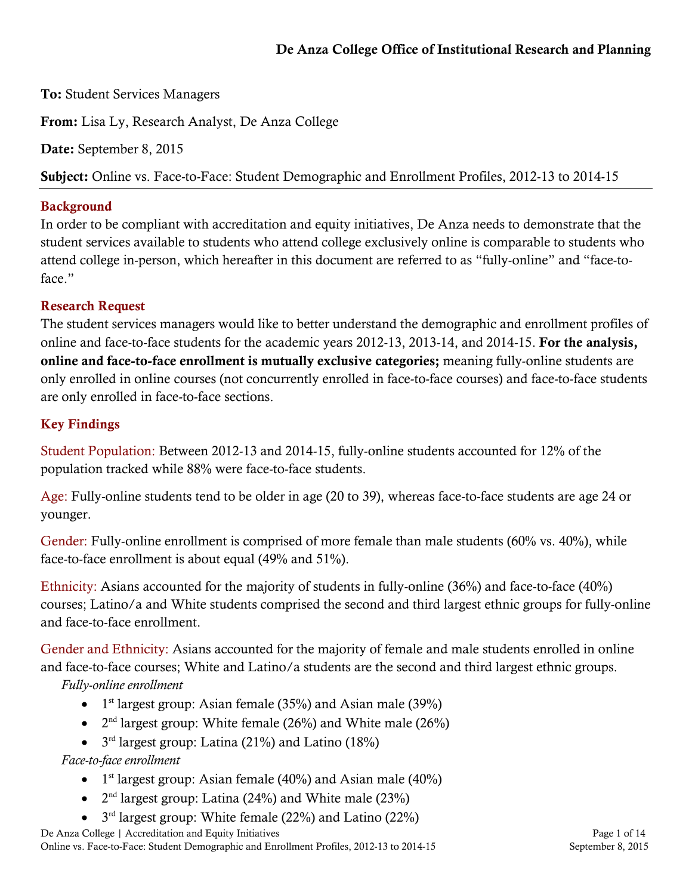**De Anza College Office of Institutional Research and Planning**

**To:** Student Services Managers

**From:** Lisa Ly, Research Analyst, De Anza College

**Date:** September 8, 2015

**Subject:** Online vs. Face-to-Face: Student Demographic and Enrollment Profiles, 2012-13 to 2014-15

## Background

In order to be compliant with accreditation and equity initiatives, De Anza needs to demonstrate that the student services available to students who attend college exclusively online is comparable to students who attend college in-person, which hereafter in this document are referred to as "fully-online" and "face-to-face."

## Research Request

The student services managers would like to better understand the demographic and enrollment profiles of online and face-to-face students for the academic years 2012-13, 2013-14, and 2014-15. **For the analysis, online and face-to-face enrollment is mutually exclusive categories;** meaning fully-online students are only enrolled in online courses (not concurrently enrolled in face-to-face courses) and face-to-face students are only enrolled in face-to-face sections.

## Key Findings

Student Population: Between 2012-13 and 2014-15, fully-online students accounted for 12% of the population tracked while 88% were face-to-face students.

Age: Fully-online students tend to be older in age (20 to 39), whereas face-to-face students are age 24 or younger.

Gender: Fully-online enrollment is comprised of more female than male students (60% vs. 40%), while face-to-face enrollment is about equal (49% and 51%).

Ethnicity: Asians accounted for the majority of students in fully-online (36%) and face-to-face (40%) courses; Latino/a and White students comprised the second and third largest ethnic groups for fully-online and face-to-face enrollment.

Gender and Ethnicity: Asians accounted for the majority of female and male students enrolled in online and face-to-face courses; White and Latino/a students are the second and third largest ethnic groups.

*Fully-online enrollment*

- 1st largest group: Asian female (35%) and Asian male (39%)
- 2nd largest group: White female (26%) and White male (26%)
- 3rd largest group: Latina (21%) and Latino (18%)

*Face-to-face enrollment*

- 1st largest group: Asian female (40%) and Asian male (40%)
- 2nd largest group: Latina (24%) and White male (23%)
- 3rd largest group: White female (22%) and Latino (22%)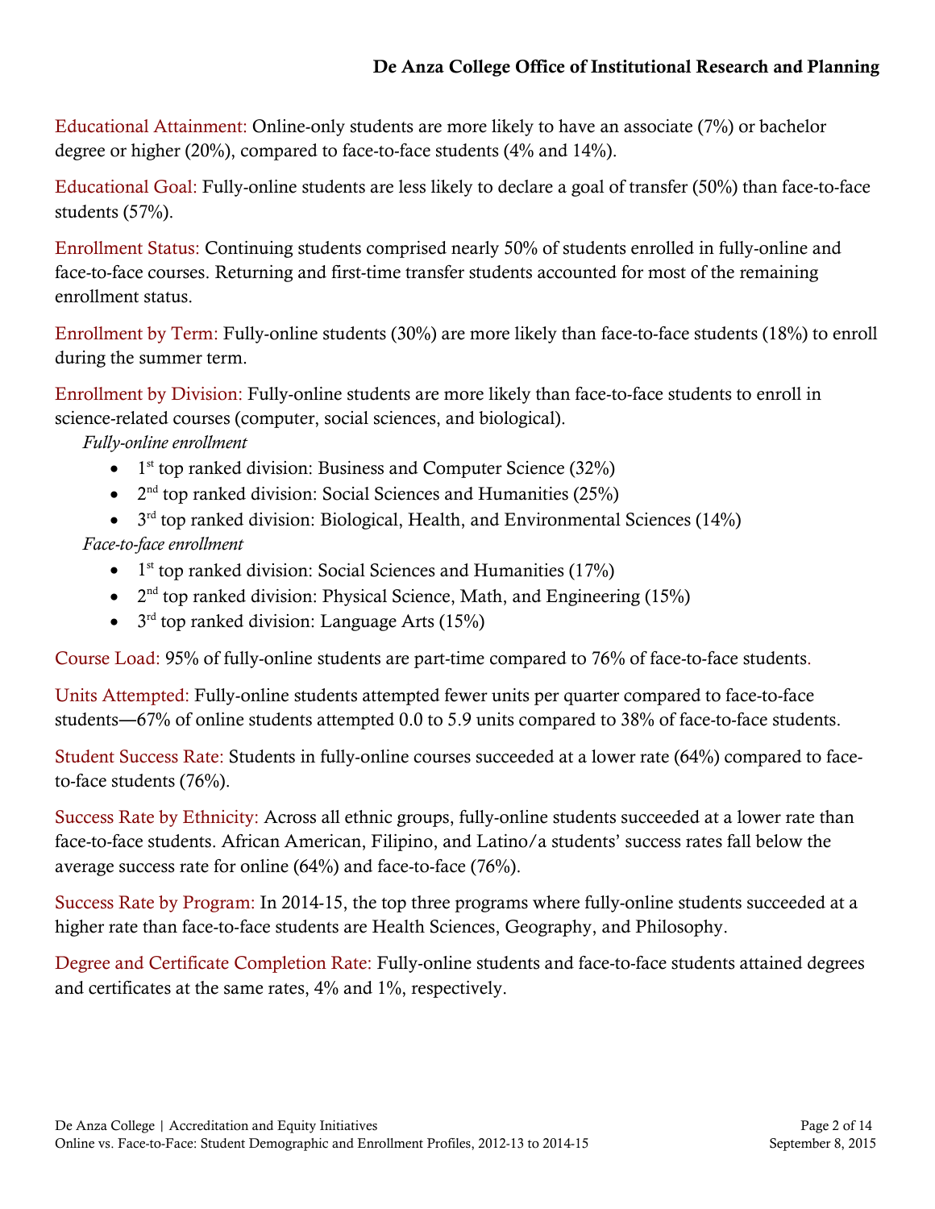Educational Attainment: Online-only students are more likely to have an associate (7%) or bachelor degree or higher (20%), compared to face-to-face students (4% and 14%).

Educational Goal: Fully-online students are less likely to declare a goal of transfer (50%) than face-to-face students (57%).

Enrollment Status: Continuing students comprised nearly 50% of students enrolled in fully-online and face-to-face courses. Returning and first-time transfer students accounted for most of the remaining enrollment status.

Enrollment by Term: Fully-online students (30%) are more likely than face-to-face students (18%) to enroll during the summer term.

Enrollment by Division: Fully-online students are more likely than face-to-face students to enroll in science-related courses (computer, social sciences, and biological).

*Fully-online enrollment*

- 1st top ranked division: Business and Computer Science (32%)
- 2nd top ranked division: Social Sciences and Humanities (25%)
- 3rd top ranked division: Biological, Health, and Environmental Sciences (14%)

*Face-to-face enrollment*

- 1st top ranked division: Social Sciences and Humanities (17%)
- 2nd top ranked division: Physical Science, Math, and Engineering (15%)
- 3rd top ranked division: Language Arts (15%)

Course Load: 95% of fully-online students are part-time compared to 76% of face-to-face students.

Units Attempted: Fully-online students attempted fewer units per quarter compared to face-to-face students—67% of online students attempted 0.0 to 5.9 units compared to 38% of face-to-face students.

Student Success Rate: Students in fully-online courses succeeded at a lower rate (64%) compared to face-to-face students (76%).

Success Rate by Ethnicity: Across all ethnic groups, fully-online students succeeded at a lower rate than face-to-face students. African American, Filipino, and Latino/a students' success rates fall below the average success rate for online (64%) and face-to-face (76%).

Success Rate by Program: In 2014-15, the top three programs where fully-online students succeeded at a higher rate than face-to-face students are Health Sciences, Geography, and Philosophy.

Degree and Certificate Completion Rate: Fully-online students and face-to-face students attained degrees and certificates at the same rates, 4% and 1%, respectively.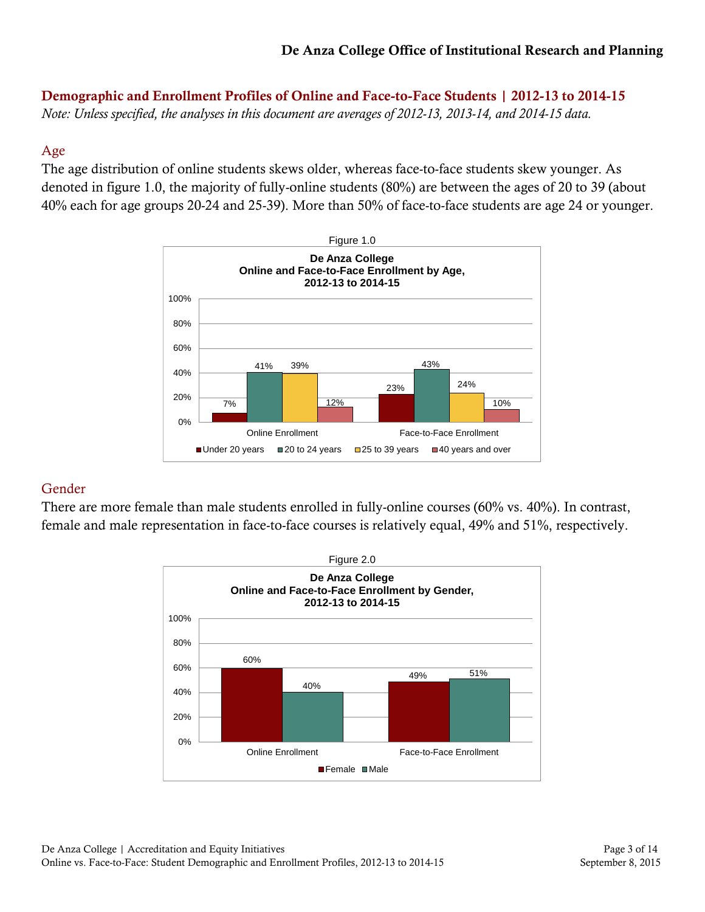## Demographic and Enrollment Profiles of Online and Face-to-Face Students | 2012-13 to 2014-15

*Note: Unless specified, the analyses in this document are averages of 2012-13, 2013-14, and 2014-15 data.*

### Age

The age distribution of online students skews older, whereas face-to-face students skew younger. As denoted in figure 1.0, the majority of fully-online students (80%) are between the ages of 20 to 39 (about 40% each for age groups 20-24 and 25-39). More than 50% of face-to-face students are age 24 or younger.

Figure 1.0

**De Anza College**
**Online and Face-to-Face Enrollment by Age, 2012-13 to 2014-15**

| | Under 20 years | 20 to 24 years | 25 to 39 years | 40 years and over |
|---|---|---|---|---|
| Online Enrollment | 7% | 41% | 39% | 12% |
| Face-to-Face Enrollment | 23% | 43% | 24% | 10% |

### Gender

There are more female than male students enrolled in fully-online courses (60% vs. 40%). In contrast, female and male representation in face-to-face courses is relatively equal, 49% and 51%, respectively.

Figure 2.0

**De Anza College**
**Online and Face-to-Face Enrollment by Gender, 2012-13 to 2014-15**

| | Female | Male |
|---|---|---|
| Online Enrollment | 60% | 40% |
| Face-to-Face Enrollment | 49% | 51% |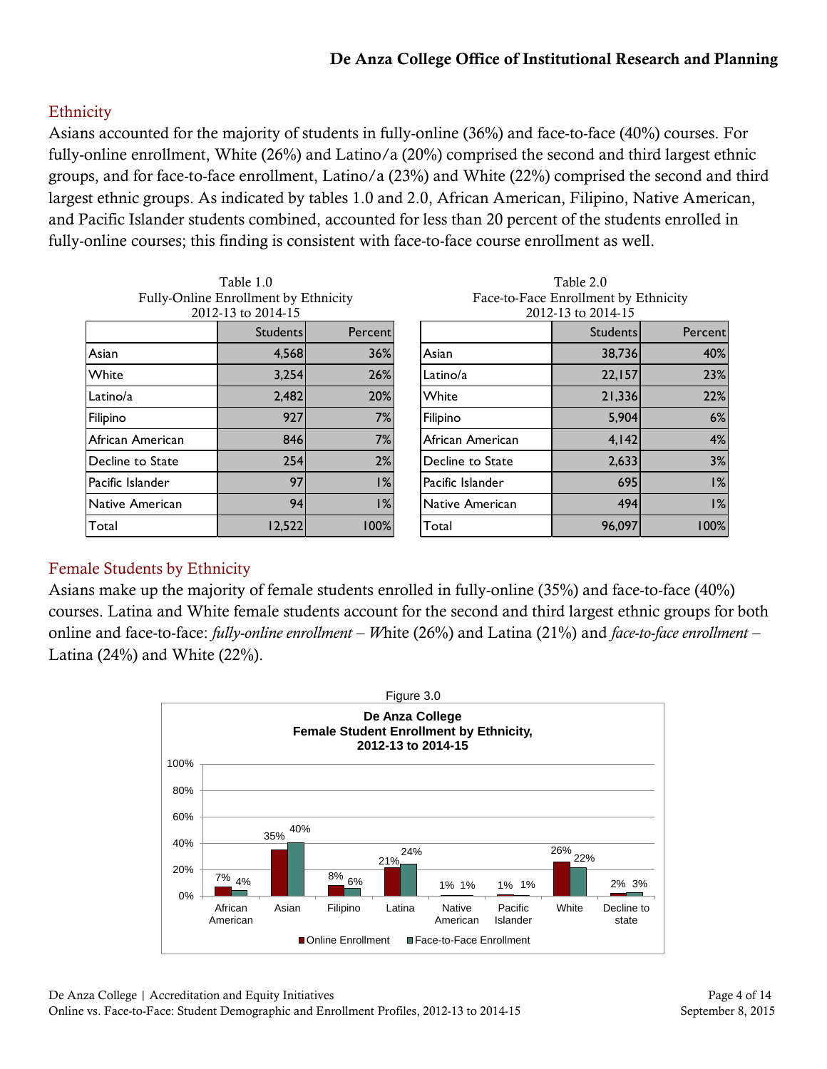## Ethnicity

Asians accounted for the majority of students in fully-online (36%) and face-to-face (40%) courses. For fully-online enrollment, White (26%) and Latino/a (20%) comprised the second and third largest ethnic groups, and for face-to-face enrollment, Latino/a (23%) and White (22%) comprised the second and third largest ethnic groups. As indicated by tables 1.0 and 2.0, African American, Filipino, Native American, and Pacific Islander students combined, accounted for less than 20 percent of the students enrolled in fully-online courses; this finding is consistent with face-to-face course enrollment as well.

Table 1.0
Fully-Online Enrollment by Ethnicity
2012-13 to 2014-15

| | Students | Percent |
|---|---|---|
| Asian | 4,568 | 36% |
| White | 3,254 | 26% |
| Latino/a | 2,482 | 20% |
| Filipino | 927 | 7% |
| African American | 846 | 7% |
| Decline to State | 254 | 2% |
| Pacific Islander | 97 | 1% |
| Native American | 94 | 1% |
| Total | 12,522 | 100% |

Table 2.0
Face-to-Face Enrollment by Ethnicity
2012-13 to 2014-15

| | Students | Percent |
|---|---|---|
| Asian | 38,736 | 40% |
| Latino/a | 22,157 | 23% |
| White | 21,336 | 22% |
| Filipino | 5,904 | 6% |
| African American | 4,142 | 4% |
| Decline to State | 2,633 | 3% |
| Pacific Islander | 695 | 1% |
| Native American | 494 | 1% |
| Total | 96,097 | 100% |

## Female Students by Ethnicity

Asians make up the majority of female students enrolled in fully-online (35%) and face-to-face (40%) courses. Latina and White female students account for the second and third largest ethnic groups for both online and face-to-face: *fully-online enrollment – W*hite (26%) and Latina (21%) and *face-to-face enrollment* – Latina (24%) and White (22%).

Figure 3.0

**De Anza College**
**Female Student Enrollment by Ethnicity, 2012-13 to 2014-15**

| | Online Enrollment | Face-to-Face Enrollment |
|---|---|---|
| African American | 7% | 4% |
| Asian | 35% | 40% |
| Filipino | 8% | 6% |
| Latina | 21% | 24% |
| Native American | 1% | 1% |
| Pacific Islander | 1% | 1% |
| White | 26% | 22% |
| Decline to state | 2% | 3% |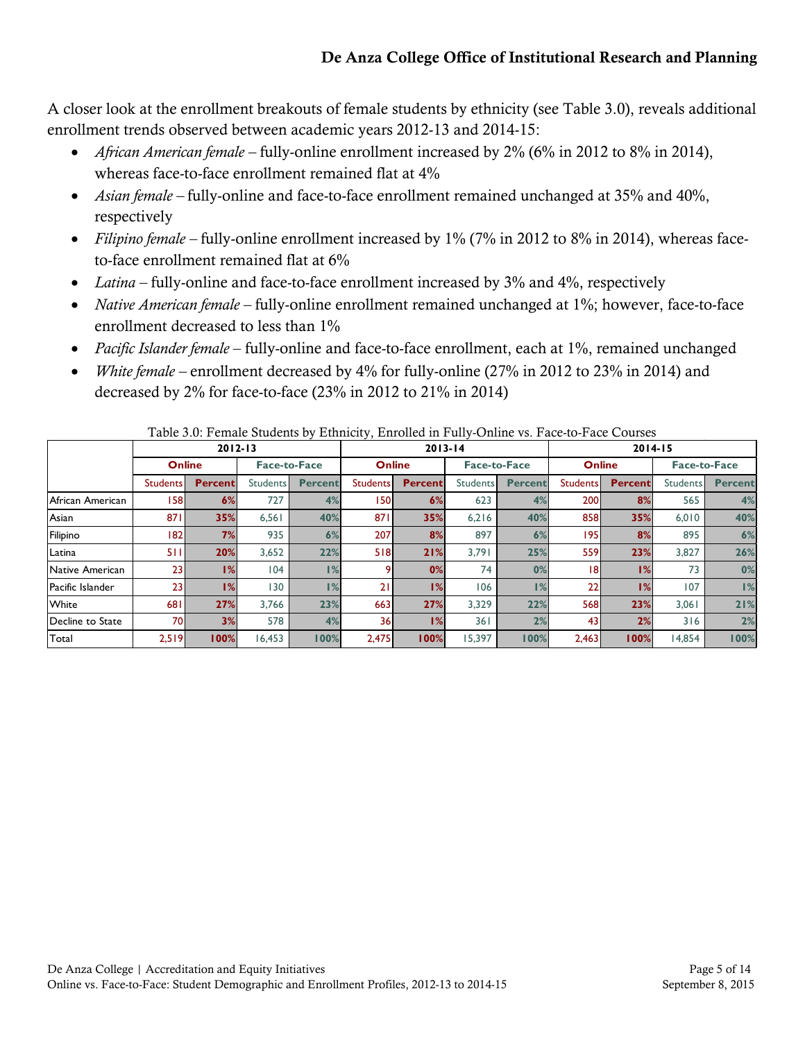A closer look at the enrollment breakouts of female students by ethnicity (see Table 3.0), reveals additional enrollment trends observed between academic years 2012-13 and 2014-15:

- *African American female* – fully-online enrollment increased by 2% (6% in 2012 to 8% in 2014), whereas face-to-face enrollment remained flat at 4%
- *Asian female* – fully-online and face-to-face enrollment remained unchanged at 35% and 40%, respectively
- *Filipino female* – fully-online enrollment increased by 1% (7% in 2012 to 8% in 2014), whereas face-to-face enrollment remained flat at 6%
- *Latina* – fully-online and face-to-face enrollment increased by 3% and 4%, respectively
- *Native American female* – fully-online enrollment remained unchanged at 1%; however, face-to-face enrollment decreased to less than 1%
- *Pacific Islander female* – fully-online and face-to-face enrollment, each at 1%, remained unchanged
- *White female* – enrollment decreased by 4% for fully-online (27% in 2012 to 23% in 2014) and decreased by 2% for face-to-face (23% in 2012 to 21% in 2014)

Table 3.0: Female Students by Ethnicity, Enrolled in Fully-Online vs. Face-to-Face Courses

| | 2012-13 | | | | 2013-14 | | | | 2014-15 | | | |
|---|---|---|---|---|---|---|---|---|---|---|---|---|
| | Online | | Face-to-Face | | Online | | Face-to-Face | | Online | | Face-to-Face | |
| | Students | Percent | Students | Percent | Students | Percent | Students | Percent | Students | Percent | Students | Percent |
| African American | 158 | 6% | 727 | 4% | 150 | 6% | 623 | 4% | 200 | 8% | 565 | 4% |
| Asian | 871 | 35% | 6,561 | 40% | 871 | 35% | 6,216 | 40% | 858 | 35% | 6,010 | 40% |
| Filipino | 182 | 7% | 935 | 6% | 207 | 8% | 897 | 6% | 195 | 8% | 895 | 6% |
| Latina | 511 | 20% | 3,652 | 22% | 518 | 21% | 3,791 | 25% | 559 | 23% | 3,827 | 26% |
| Native American | 23 | 1% | 104 | 1% | 9 | 0% | 74 | 0% | 18 | 1% | 73 | 0% |
| Pacific Islander | 23 | 1% | 130 | 1% | 21 | 1% | 106 | 1% | 22 | 1% | 107 | 1% |
| White | 681 | 27% | 3,766 | 23% | 663 | 27% | 3,329 | 22% | 568 | 23% | 3,061 | 21% |
| Decline to State | 70 | 3% | 578 | 4% | 36 | 1% | 361 | 2% | 43 | 2% | 316 | 2% |
| Total | 2,519 | 100% | 16,453 | 100% | 2,475 | 100% | 15,397 | 100% | 2,463 | 100% | 14,854 | 100% |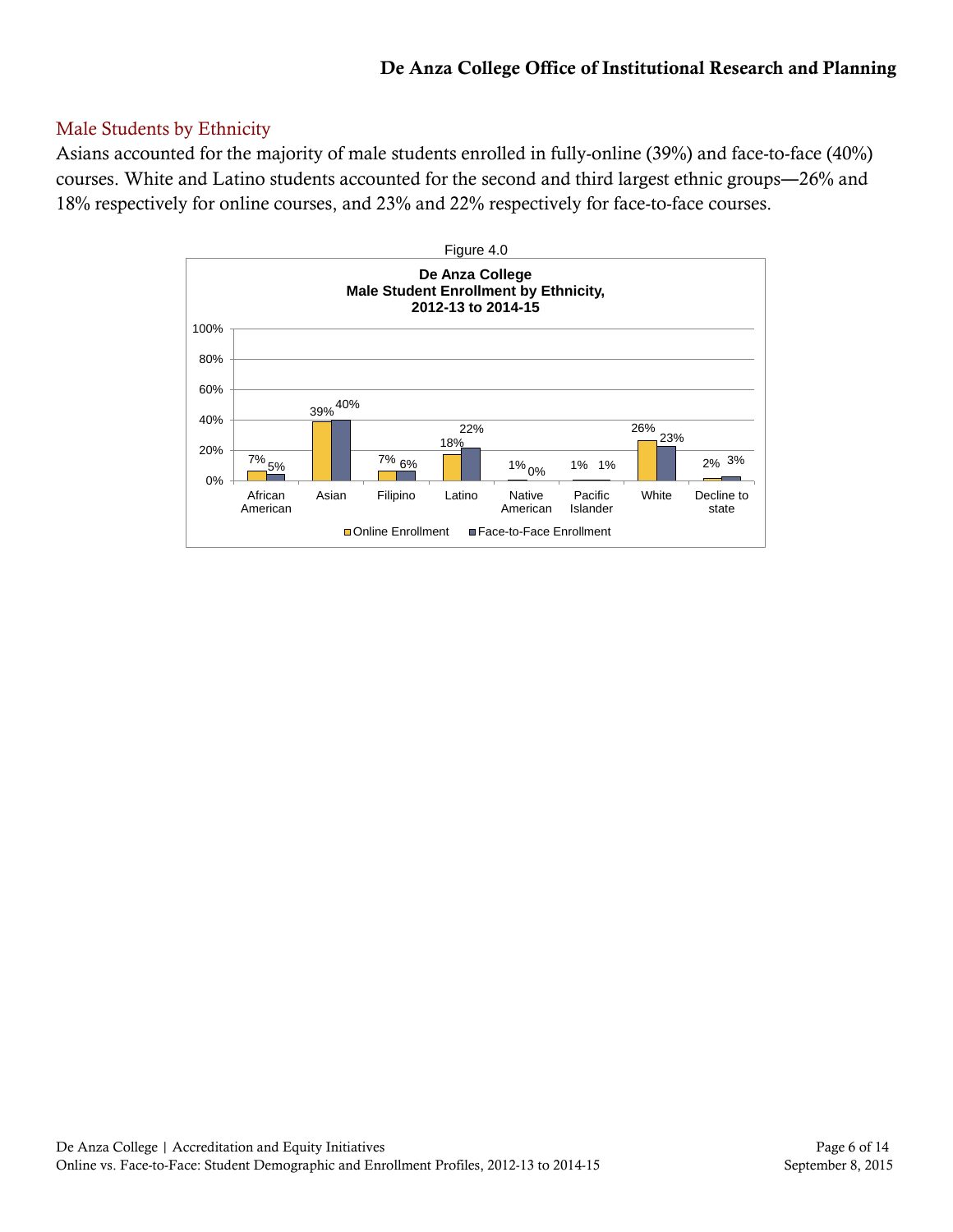## Male Students by Ethnicity

Asians accounted for the majority of male students enrolled in fully-online (39%) and face-to-face (40%) courses. White and Latino students accounted for the second and third largest ethnic groups—26% and 18% respectively for online courses, and 23% and 22% respectively for face-to-face courses.

Figure 4.0

**De Anza College**
**Male Student Enrollment by Ethnicity,**
**2012-13 to 2014-15**

| Ethnicity | Online Enrollment | Face-to-Face Enrollment |
| --- | --- | --- |
| African American | 7% | 5% |
| Asian | 39% | 40% |
| Filipino | 7% | 6% |
| Latino | 18% | 22% |
| Native American | 1% | 0% |
| Pacific Islander | 1% | 1% |
| White | 26% | 23% |
| Decline to state | 2% | 3% |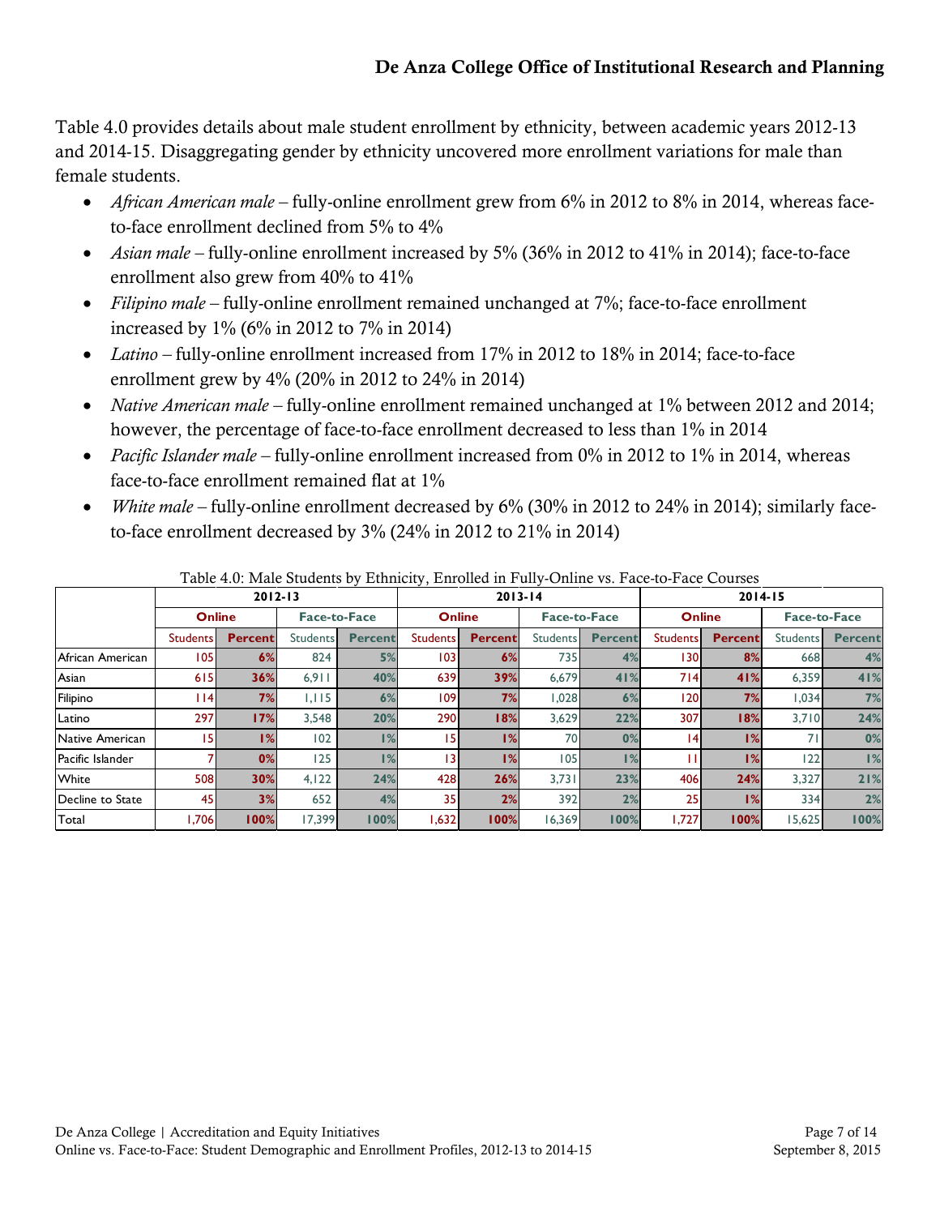Table 4.0 provides details about male student enrollment by ethnicity, between academic years 2012-13 and 2014-15. Disaggregating gender by ethnicity uncovered more enrollment variations for male than female students.

- *African American male* – fully-online enrollment grew from 6% in 2012 to 8% in 2014, whereas face-to-face enrollment declined from 5% to 4%
- *Asian male* – fully-online enrollment increased by 5% (36% in 2012 to 41% in 2014); face-to-face enrollment also grew from 40% to 41%
- *Filipino male* – fully-online enrollment remained unchanged at 7%; face-to-face enrollment increased by 1% (6% in 2012 to 7% in 2014)
- *Latino* – fully-online enrollment increased from 17% in 2012 to 18% in 2014; face-to-face enrollment grew by 4% (20% in 2012 to 24% in 2014)
- *Native American male* – fully-online enrollment remained unchanged at 1% between 2012 and 2014; however, the percentage of face-to-face enrollment decreased to less than 1% in 2014
- *Pacific Islander male* – fully-online enrollment increased from 0% in 2012 to 1% in 2014, whereas face-to-face enrollment remained flat at 1%
- *White male* – fully-online enrollment decreased by 6% (30% in 2012 to 24% in 2014); similarly face-to-face enrollment decreased by 3% (24% in 2012 to 21% in 2014)

Table 4.0: Male Students by Ethnicity, Enrolled in Fully-Online vs. Face-to-Face Courses

| | 2012-13 | | | | 2013-14 | | | | 2014-15 | | | |
|---|---|---|---|---|---|---|---|---|---|---|---|---|
| | Online | | Face-to-Face | | Online | | Face-to-Face | | Online | | Face-to-Face | |
| | Students | Percent | Students | Percent | Students | Percent | Students | Percent | Students | Percent | Students | Percent |
| African American | 105 | 6% | 824 | 5% | 103 | 6% | 735 | 4% | 130 | 8% | 668 | 4% |
| Asian | 615 | 36% | 6,911 | 40% | 639 | 39% | 6,679 | 41% | 714 | 41% | 6,359 | 41% |
| Filipino | 114 | 7% | 1,115 | 6% | 109 | 7% | 1,028 | 6% | 120 | 7% | 1,034 | 7% |
| Latino | 297 | 17% | 3,548 | 20% | 290 | 18% | 3,629 | 22% | 307 | 18% | 3,710 | 24% |
| Native American | 15 | 1% | 102 | 1% | 15 | 1% | 70 | 0% | 14 | 1% | 71 | 0% |
| Pacific Islander | 7 | 0% | 125 | 1% | 13 | 1% | 105 | 1% | 11 | 1% | 122 | 1% |
| White | 508 | 30% | 4,122 | 24% | 428 | 26% | 3,731 | 23% | 406 | 24% | 3,327 | 21% |
| Decline to State | 45 | 3% | 652 | 4% | 35 | 2% | 392 | 2% | 25 | 1% | 334 | 2% |
| Total | 1,706 | 100% | 17,399 | 100% | 1,632 | 100% | 16,369 | 100% | 1,727 | 100% | 15,625 | 100% |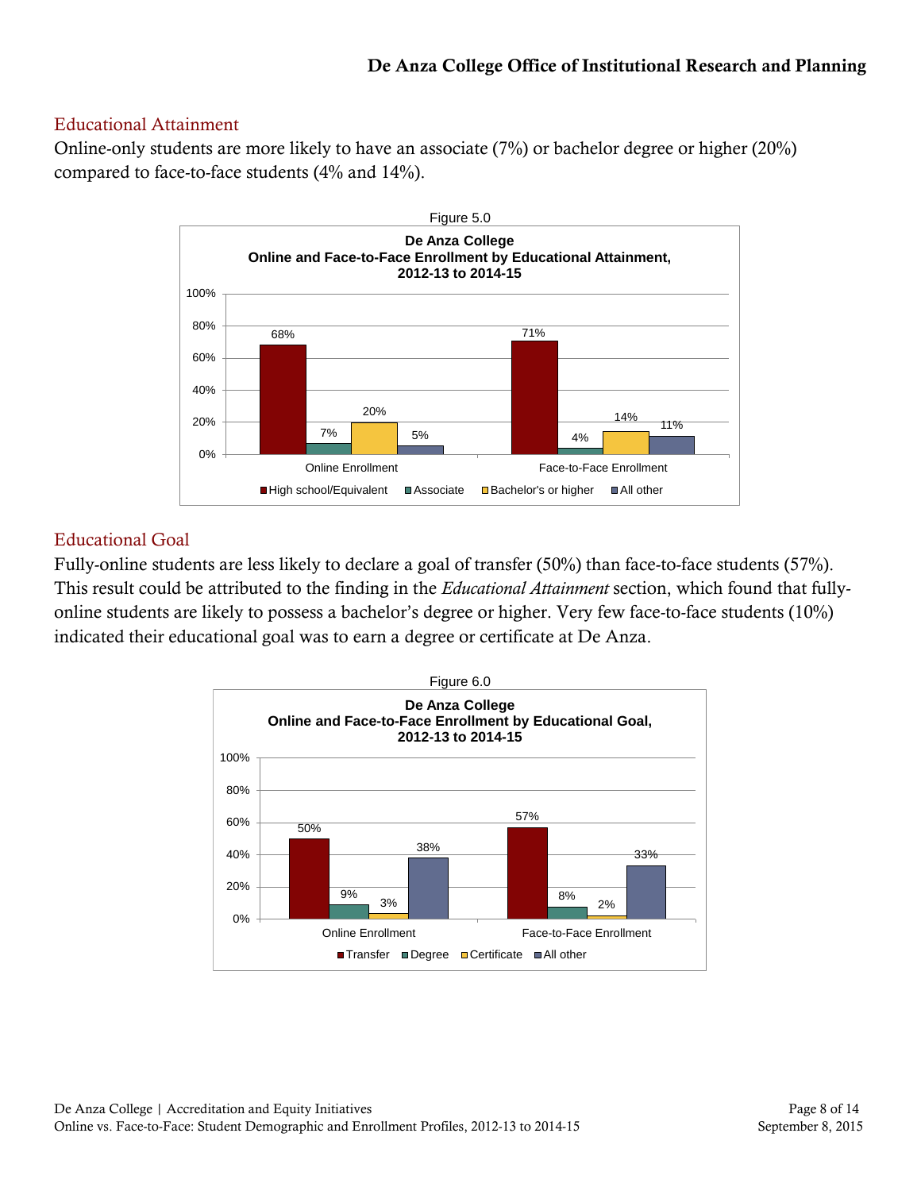## Educational Attainment

Online-only students are more likely to have an associate (7%) or bachelor degree or higher (20%) compared to face-to-face students (4% and 14%).

Figure 5.0

**De Anza College**
**Online and Face-to-Face Enrollment by Educational Attainment, 2012-13 to 2014-15**

| | High school/Equivalent | Associate | Bachelor's or higher | All other |
|---|---|---|---|---|
| Online Enrollment | 68% | 7% | 20% | 5% |
| Face-to-Face Enrollment | 71% | 4% | 14% | 11% |

## Educational Goal

Fully-online students are less likely to declare a goal of transfer (50%) than face-to-face students (57%). This result could be attributed to the finding in the *Educational Attainment* section, which found that fully-online students are likely to possess a bachelor's degree or higher. Very few face-to-face students (10%) indicated their educational goal was to earn a degree or certificate at De Anza.

Figure 6.0

**De Anza College**
**Online and Face-to-Face Enrollment by Educational Goal, 2012-13 to 2014-15**

| | Transfer | Degree | Certificate | All other |
|---|---|---|---|---|
| Online Enrollment | 50% | 9% | 3% | 38% |
| Face-to-Face Enrollment | 57% | 8% | 2% | 33% |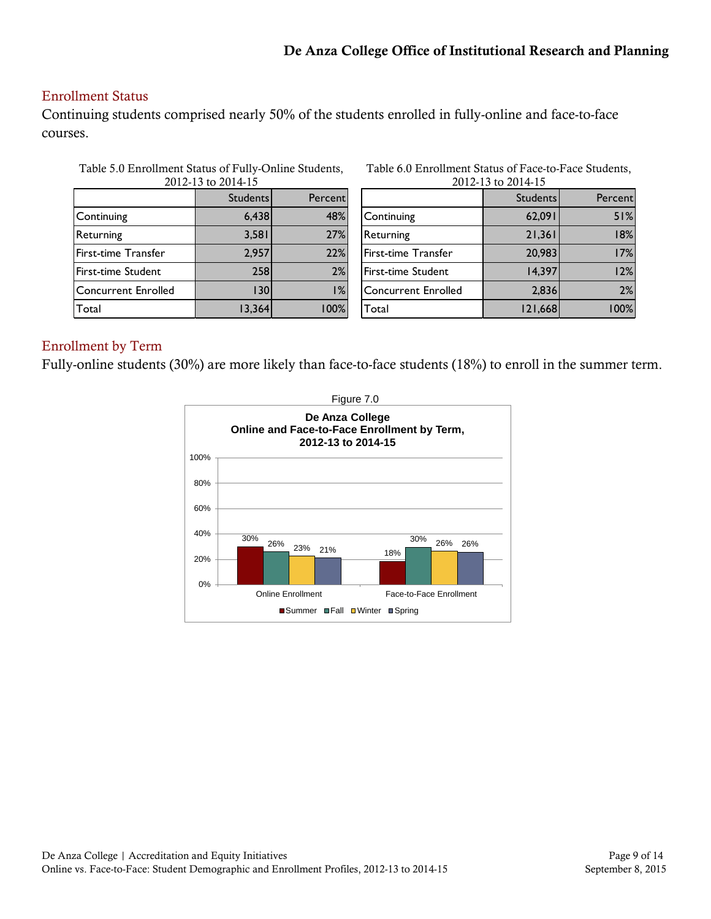## Enrollment Status

Continuing students comprised nearly 50% of the students enrolled in fully-online and face-to-face courses.

Table 5.0 Enrollment Status of Fully-Online Students, 2012-13 to 2014-15

| | Students | Percent |
|---|---|---|
| Continuing | 6,438 | 48% |
| Returning | 3,581 | 27% |
| First-time Transfer | 2,957 | 22% |
| First-time Student | 258 | 2% |
| Concurrent Enrolled | 130 | 1% |
| Total | 13,364 | 100% |

Table 6.0 Enrollment Status of Face-to-Face Students, 2012-13 to 2014-15

| | Students | Percent |
|---|---|---|
| Continuing | 62,091 | 51% |
| Returning | 21,361 | 18% |
| First-time Transfer | 20,983 | 17% |
| First-time Student | 14,397 | 12% |
| Concurrent Enrolled | 2,836 | 2% |
| Total | 121,668 | 100% |

## Enrollment by Term

Fully-online students (30%) are more likely than face-to-face students (18%) to enroll in the summer term.

Figure 7.0

**De Anza College Online and Face-to-Face Enrollment by Term, 2012-13 to 2014-15**

| | Summer | Fall | Winter | Spring |
|---|---|---|---|---|
| Online Enrollment | 30% | 26% | 23% | 21% |
| Face-to-Face Enrollment | 18% | 30% | 26% | 26% |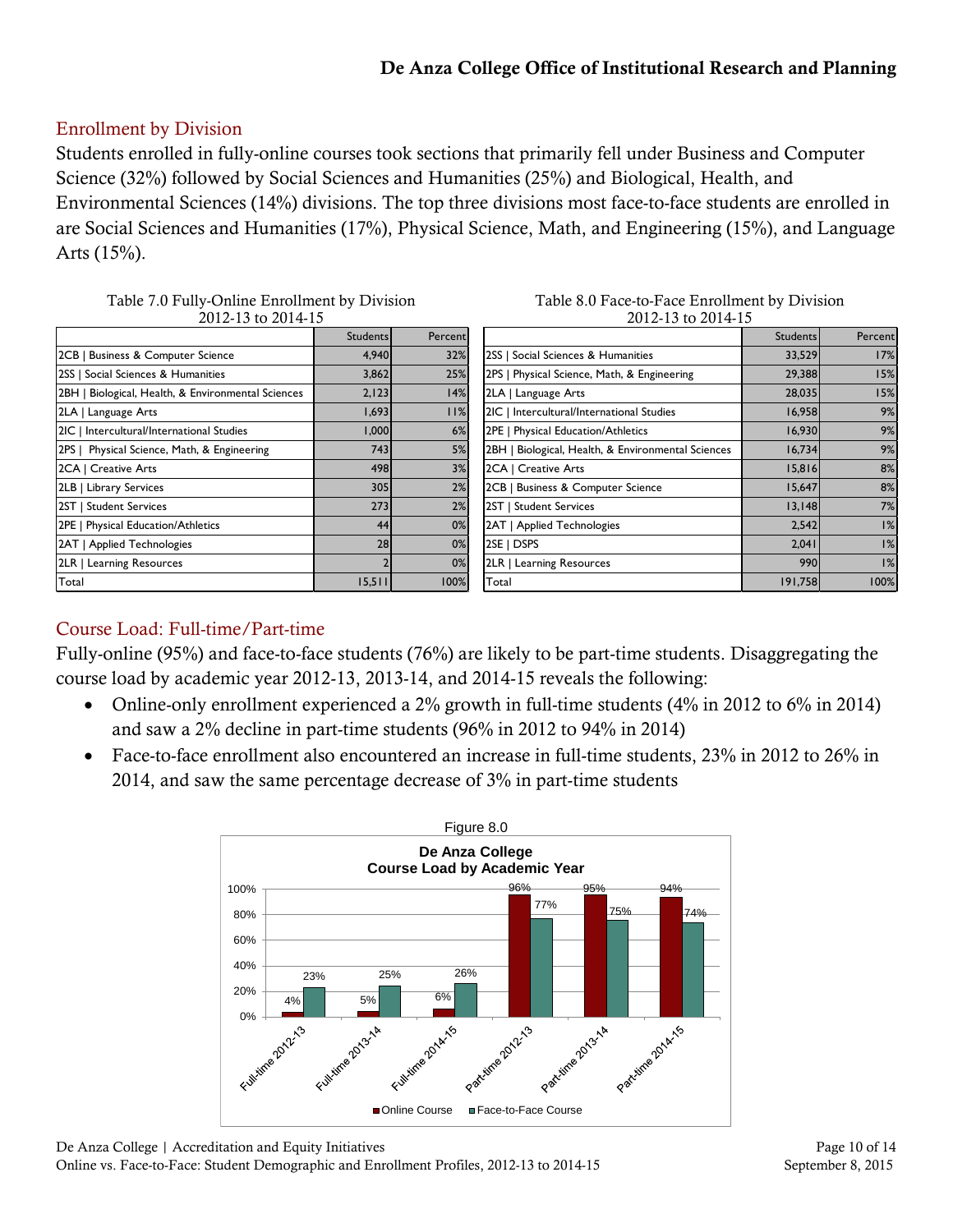## Enrollment by Division

Students enrolled in fully-online courses took sections that primarily fell under Business and Computer Science (32%) followed by Social Sciences and Humanities (25%) and Biological, Health, and Environmental Sciences (14%) divisions. The top three divisions most face-to-face students are enrolled in are Social Sciences and Humanities (17%), Physical Science, Math, and Engineering (15%), and Language Arts (15%).

Table 7.0 Fully-Online Enrollment by Division
2012-13 to 2014-15

| | Students | Percent |
|---|---|---|
| 2CB \| Business & Computer Science | 4,940 | 32% |
| 2SS \| Social Sciences & Humanities | 3,862 | 25% |
| 2BH \| Biological, Health, & Environmental Sciences | 2,123 | 14% |
| 2LA \| Language Arts | 1,693 | 11% |
| 2IC \| Intercultural/International Studies | 1,000 | 6% |
| 2PS \| Physical Science, Math, & Engineering | 743 | 5% |
| 2CA \| Creative Arts | 498 | 3% |
| 2LB \| Library Services | 305 | 2% |
| 2ST \| Student Services | 273 | 2% |
| 2PE \| Physical Education/Athletics | 44 | 0% |
| 2AT \| Applied Technologies | 28 | 0% |
| 2LR \| Learning Resources | 2 | 0% |
| Total | 15,511 | 100% |

Table 8.0 Face-to-Face Enrollment by Division
2012-13 to 2014-15

| | Students | Percent |
|---|---|---|
| 2SS \| Social Sciences & Humanities | 33,529 | 17% |
| 2PS \| Physical Science, Math, & Engineering | 29,388 | 15% |
| 2LA \| Language Arts | 28,035 | 15% |
| 2IC \| Intercultural/International Studies | 16,958 | 9% |
| 2PE \| Physical Education/Athletics | 16,930 | 9% |
| 2BH \| Biological, Health, & Environmental Sciences | 16,734 | 9% |
| 2CA \| Creative Arts | 15,816 | 8% |
| 2CB \| Business & Computer Science | 15,647 | 8% |
| 2ST \| Student Services | 13,148 | 7% |
| 2AT \| Applied Technologies | 2,542 | 1% |
| 2SE \| DSPS | 2,041 | 1% |
| 2LR \| Learning Resources | 990 | 1% |
| Total | 191,758 | 100% |

## Course Load: Full-time/Part-time

Fully-online (95%) and face-to-face students (76%) are likely to be part-time students. Disaggregating the course load by academic year 2012-13, 2013-14, and 2014-15 reveals the following:

- Online-only enrollment experienced a 2% growth in full-time students (4% in 2012 to 6% in 2014) and saw a 2% decline in part-time students (96% in 2012 to 94% in 2014)
- Face-to-face enrollment also encountered an increase in full-time students, 23% in 2012 to 26% in 2014, and saw the same percentage decrease of 3% in part-time students

Figure 8.0

**De Anza College Course Load by Academic Year**

| | Online Course | Face-to-Face Course |
|---|---|---|
| Full-time 2012-13 | 4% | 23% |
| Full-time 2013-14 | 5% | 25% |
| Full-time 2014-15 | 6% | 26% |
| Part-time 2012-13 | 96% | 77% |
| Part-time 2013-14 | 95% | 75% |
| Part-time 2014-15 | 94% | 74% |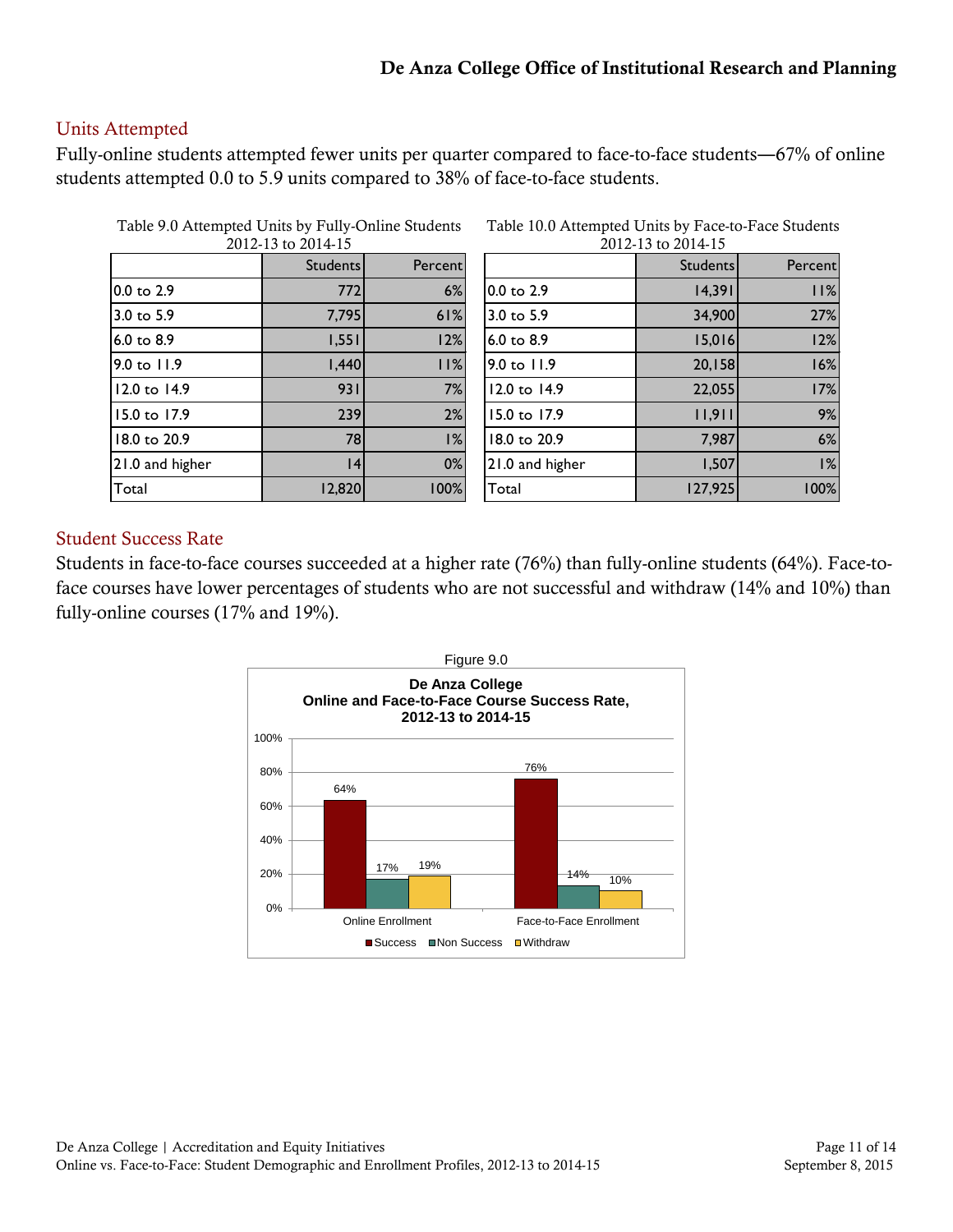## Units Attempted

Fully-online students attempted fewer units per quarter compared to face-to-face students—67% of online students attempted 0.0 to 5.9 units compared to 38% of face-to-face students.

Table 9.0 Attempted Units by Fully-Online Students 2012-13 to 2014-15

| | Students | Percent |
|---|---|---|
| 0.0 to 2.9 | 772 | 6% |
| 3.0 to 5.9 | 7,795 | 61% |
| 6.0 to 8.9 | 1,551 | 12% |
| 9.0 to 11.9 | 1,440 | 11% |
| 12.0 to 14.9 | 931 | 7% |
| 15.0 to 17.9 | 239 | 2% |
| 18.0 to 20.9 | 78 | 1% |
| 21.0 and higher | 14 | 0% |
| Total | 12,820 | 100% |

Table 10.0 Attempted Units by Face-to-Face Students 2012-13 to 2014-15

| | Students | Percent |
|---|---|---|
| 0.0 to 2.9 | 14,391 | 11% |
| 3.0 to 5.9 | 34,900 | 27% |
| 6.0 to 8.9 | 15,016 | 12% |
| 9.0 to 11.9 | 20,158 | 16% |
| 12.0 to 14.9 | 22,055 | 17% |
| 15.0 to 17.9 | 11,911 | 9% |
| 18.0 to 20.9 | 7,987 | 6% |
| 21.0 and higher | 1,507 | 1% |
| Total | 127,925 | 100% |

## Student Success Rate

Students in face-to-face courses succeeded at a higher rate (76%) than fully-online students (64%). Face-to-face courses have lower percentages of students who are not successful and withdraw (14% and 10%) than fully-online courses (17% and 19%).

Figure 9.0

**De Anza College Online and Face-to-Face Course Success Rate, 2012-13 to 2014-15**

| | Success | Non Success | Withdraw |
|---|---|---|---|
| Online Enrollment | 64% | 17% | 19% |
| Face-to-Face Enrollment | 76% | 14% | 10% |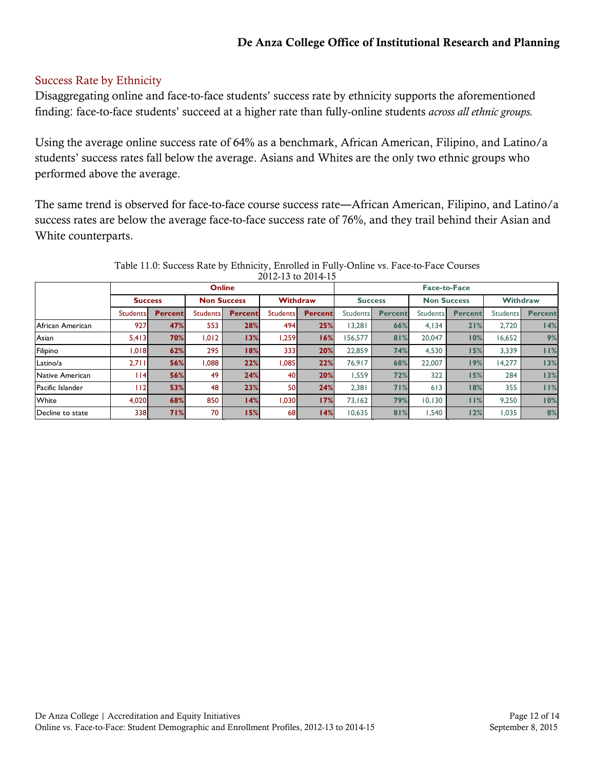## Success Rate by Ethnicity

Disaggregating online and face-to-face students' success rate by ethnicity supports the aforementioned finding: face-to-face students' succeed at a higher rate than fully-online students *across all ethnic groups.*

Using the average online success rate of 64% as a benchmark, African American, Filipino, and Latino/a students' success rates fall below the average. Asians and Whites are the only two ethnic groups who performed above the average.

The same trend is observed for face-to-face course success rate—African American, Filipino, and Latino/a success rates are below the average face-to-face success rate of 76%, and they trail behind their Asian and White counterparts.

Table 11.0: Success Rate by Ethnicity, Enrolled in Fully-Online vs. Face-to-Face Courses
2012-13 to 2014-15

| | Online | | | | | | Face-to-Face | | | | | |
|---|---|---|---|---|---|---|---|---|---|---|---|---|
| | Success | | Non Success | | Withdraw | | Success | | Non Success | | Withdraw | |
| | Students | Percent | Students | Percent | Students | Percent | Students | Percent | Students | Percent | Students | Percent |
| African American | 927 | 47% | 553 | 28% | 494 | 25% | 13,281 | 66% | 4,134 | 21% | 2,720 | 14% |
| Asian | 5,413 | 70% | 1,012 | 13% | 1,259 | 16% | 156,577 | 81% | 20,047 | 10% | 16,652 | 9% |
| Filipino | 1,018 | 62% | 295 | 18% | 333 | 20% | 22,859 | 74% | 4,530 | 15% | 3,339 | 11% |
| Latino/a | 2,711 | 56% | 1,088 | 22% | 1,085 | 22% | 76,917 | 68% | 22,007 | 19% | 14,277 | 13% |
| Native American | 114 | 56% | 49 | 24% | 40 | 20% | 1,559 | 72% | 322 | 15% | 284 | 13% |
| Pacific Islander | 112 | 53% | 48 | 23% | 50 | 24% | 2,381 | 71% | 613 | 18% | 355 | 11% |
| White | 4,020 | 68% | 850 | 14% | 1,030 | 17% | 73,162 | 79% | 10,130 | 11% | 9,250 | 10% |
| Decline to state | 338 | 71% | 70 | 15% | 68 | 14% | 10,635 | 81% | 1,540 | 12% | 1,035 | 8% |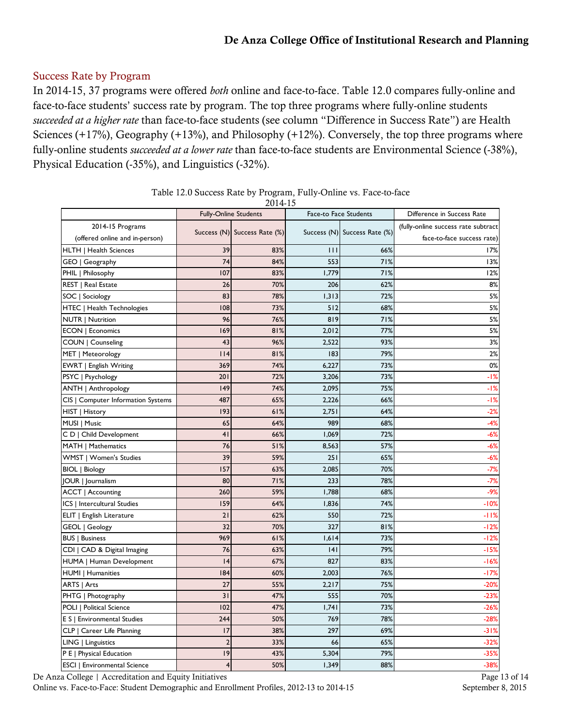## Success Rate by Program

In 2014-15, 37 programs were offered *both* online and face-to-face. Table 12.0 compares fully-online and face-to-face students' success rate by program. The top three programs where fully-online students *succeeded at a higher rate* than face-to-face students (see column "Difference in Success Rate") are Health Sciences (+17%), Geography (+13%), and Philosophy (+12%). Conversely, the top three programs where fully-online students *succeeded at a lower rate* than face-to-face students are Environmental Science (-38%), Physical Education (-35%), and Linguistics (-32%).

Table 12.0 Success Rate by Program, Fully-Online vs. Face-to-face
2014-15

| | Fully-Online Students | | Face-to Face Students | | Difference in Success Rate |
|---|---|---|---|---|---|
| 2014-15 Programs (offered online and in-person) | Success (N) | Success Rate (%) | Success (N) | Success Rate (%) | (fully-online success rate subtract face-to-face success rate) |
| HLTH \| Health Sciences | 39 | 83% | 111 | 66% | 17% |
| GEO \| Geography | 74 | 84% | 553 | 71% | 13% |
| PHIL \| Philosophy | 107 | 83% | 1,779 | 71% | 12% |
| REST \| Real Estate | 26 | 70% | 206 | 62% | 8% |
| SOC \| Sociology | 83 | 78% | 1,313 | 72% | 5% |
| HTEC \| Health Technologies | 108 | 73% | 512 | 68% | 5% |
| NUTR \| Nutrition | 96 | 76% | 819 | 71% | 5% |
| ECON \| Economics | 169 | 81% | 2,012 | 77% | 5% |
| COUN \| Counseling | 43 | 96% | 2,522 | 93% | 3% |
| MET \| Meteorology | 114 | 81% | 183 | 79% | 2% |
| EWRT \| English Writing | 369 | 74% | 6,227 | 73% | 0% |
| PSYC \| Psychology | 201 | 72% | 3,206 | 73% | -1% |
| ANTH \| Anthropology | 149 | 74% | 2,095 | 75% | -1% |
| CIS \| Computer Information Systems | 487 | 65% | 2,226 | 66% | -1% |
| HIST \| History | 193 | 61% | 2,751 | 64% | -2% |
| MUSI \| Music | 65 | 64% | 989 | 68% | -4% |
| C D \| Child Development | 41 | 66% | 1,069 | 72% | -6% |
| MATH \| Mathematics | 76 | 51% | 8,563 | 57% | -6% |
| WMST \| Women's Studies | 39 | 59% | 251 | 65% | -6% |
| BIOL \| Biology | 157 | 63% | 2,085 | 70% | -7% |
| JOUR \| Journalism | 80 | 71% | 233 | 78% | -7% |
| ACCT \| Accounting | 260 | 59% | 1,788 | 68% | -9% |
| ICS \| Intercultural Studies | 159 | 64% | 1,836 | 74% | -10% |
| ELIT \| English Literature | 21 | 62% | 550 | 72% | -11% |
| GEOL \| Geology | 32 | 70% | 327 | 81% | -12% |
| BUS \| Business | 969 | 61% | 1,614 | 73% | -12% |
| CDI \| CAD & Digital Imaging | 76 | 63% | 141 | 79% | -15% |
| HUMA \| Human Development | 14 | 67% | 827 | 83% | -16% |
| HUMI \| Humanities | 184 | 60% | 2,003 | 76% | -17% |
| ARTS \| Arts | 27 | 55% | 2,217 | 75% | -20% |
| PHTG \| Photography | 31 | 47% | 555 | 70% | -23% |
| POLI \| Political Science | 102 | 47% | 1,741 | 73% | -26% |
| E S \| Environmental Studies | 244 | 50% | 769 | 78% | -28% |
| CLP \| Career Life Planning | 17 | 38% | 297 | 69% | -31% |
| LING \| Linguistics | 2 | 33% | 66 | 65% | -32% |
| P E \| Physical Education | 19 | 43% | 5,304 | 79% | -35% |
| ESCI \| Environmental Science | 4 | 50% | 1,349 | 88% | -38% |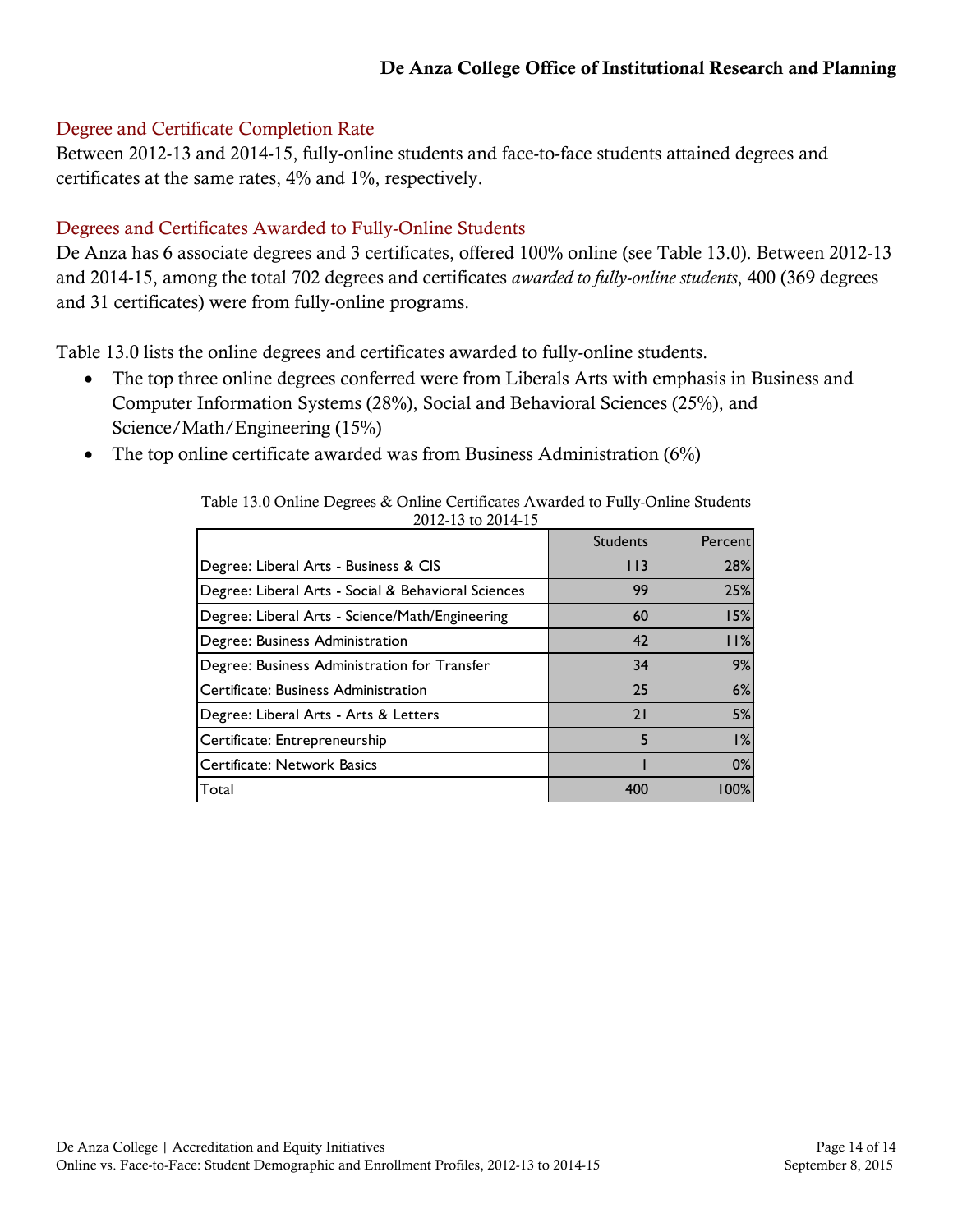## Degree and Certificate Completion Rate

Between 2012-13 and 2014-15, fully-online students and face-to-face students attained degrees and certificates at the same rates, 4% and 1%, respectively.

## Degrees and Certificates Awarded to Fully-Online Students

De Anza has 6 associate degrees and 3 certificates, offered 100% online (see Table 13.0). Between 2012-13 and 2014-15, among the total 702 degrees and certificates *awarded to fully-online students*, 400 (369 degrees and 31 certificates) were from fully-online programs.

Table 13.0 lists the online degrees and certificates awarded to fully-online students.

- The top three online degrees conferred were from Liberals Arts with emphasis in Business and Computer Information Systems (28%), Social and Behavioral Sciences (25%), and Science/Math/Engineering (15%)
- The top online certificate awarded was from Business Administration (6%)

Table 13.0 Online Degrees & Online Certificates Awarded to Fully-Online Students 2012-13 to 2014-15

| | Students | Percent |
|---|---|---|
| Degree: Liberal Arts - Business & CIS | 113 | 28% |
| Degree: Liberal Arts - Social & Behavioral Sciences | 99 | 25% |
| Degree: Liberal Arts - Science/Math/Engineering | 60 | 15% |
| Degree: Business Administration | 42 | 11% |
| Degree: Business Administration for Transfer | 34 | 9% |
| Certificate: Business Administration | 25 | 6% |
| Degree: Liberal Arts - Arts & Letters | 21 | 5% |
| Certificate: Entrepreneurship | 5 | 1% |
| Certificate: Network Basics | 1 | 0% |
| Total | 400 | 100% |